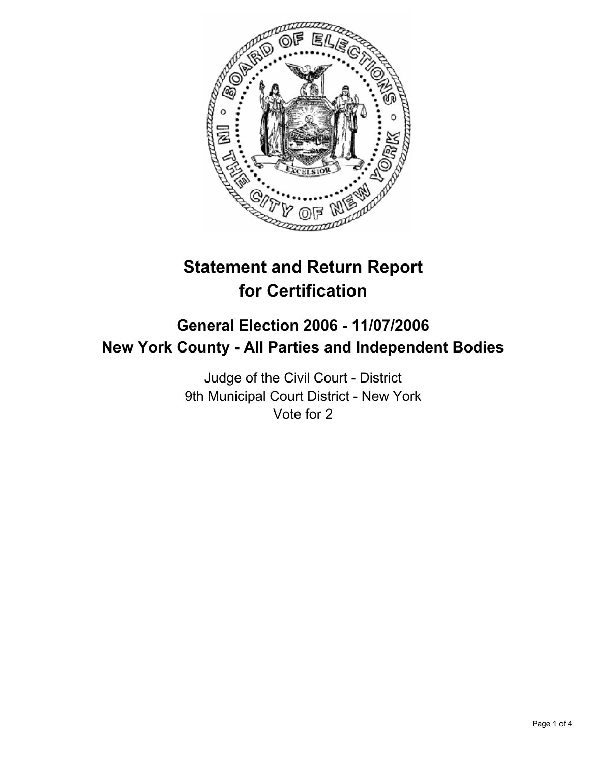# Statement and Return Report for Certification

## General Election 2006 - 11/07/2006
## New York County - All Parties and Independent Bodies

Judge of the Civil Court - District
9th Municipal Court District - New York
Vote for 2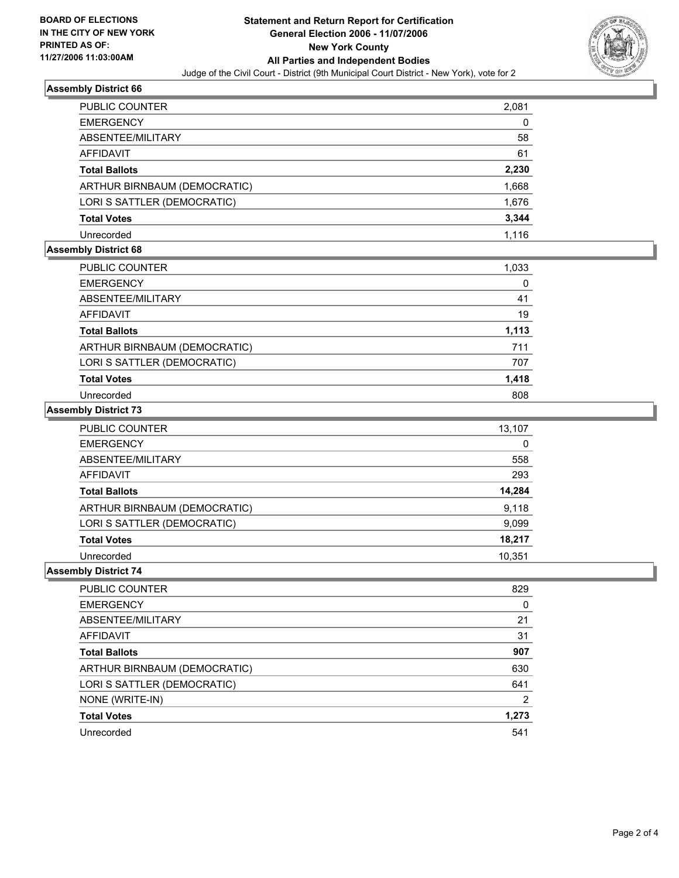**BOARD OF ELECTIONS IN THE CITY OF NEW YORK PRINTED AS OF: 11/27/2006 11:03:00AM**

# Statement and Return Report for Certification
## General Election 2006 - 11/07/2006
## New York County
## All Parties and Independent Bodies

Judge of the Civil Court - District (9th Municipal Court District - New York), vote for 2

### Assembly District 66

| | |
|---|---|
| PUBLIC COUNTER | 2,081 |
| EMERGENCY | 0 |
| ABSENTEE/MILITARY | 58 |
| AFFIDAVIT | 61 |
| **Total Ballots** | **2,230** |
| ARTHUR BIRNBAUM (DEMOCRATIC) | 1,668 |
| LORI S SATTLER (DEMOCRATIC) | 1,676 |
| **Total Votes** | **3,344** |
| Unrecorded | 1,116 |

### Assembly District 68

| | |
|---|---|
| PUBLIC COUNTER | 1,033 |
| EMERGENCY | 0 |
| ABSENTEE/MILITARY | 41 |
| AFFIDAVIT | 19 |
| **Total Ballots** | **1,113** |
| ARTHUR BIRNBAUM (DEMOCRATIC) | 711 |
| LORI S SATTLER (DEMOCRATIC) | 707 |
| **Total Votes** | **1,418** |
| Unrecorded | 808 |

### Assembly District 73

| | |
|---|---|
| PUBLIC COUNTER | 13,107 |
| EMERGENCY | 0 |
| ABSENTEE/MILITARY | 558 |
| AFFIDAVIT | 293 |
| **Total Ballots** | **14,284** |
| ARTHUR BIRNBAUM (DEMOCRATIC) | 9,118 |
| LORI S SATTLER (DEMOCRATIC) | 9,099 |
| **Total Votes** | **18,217** |
| Unrecorded | 10,351 |

### Assembly District 74

| | |
|---|---|
| PUBLIC COUNTER | 829 |
| EMERGENCY | 0 |
| ABSENTEE/MILITARY | 21 |
| AFFIDAVIT | 31 |
| **Total Ballots** | **907** |
| ARTHUR BIRNBAUM (DEMOCRATIC) | 630 |
| LORI S SATTLER (DEMOCRATIC) | 641 |
| NONE (WRITE-IN) | 2 |
| **Total Votes** | **1,273** |
| Unrecorded | 541 |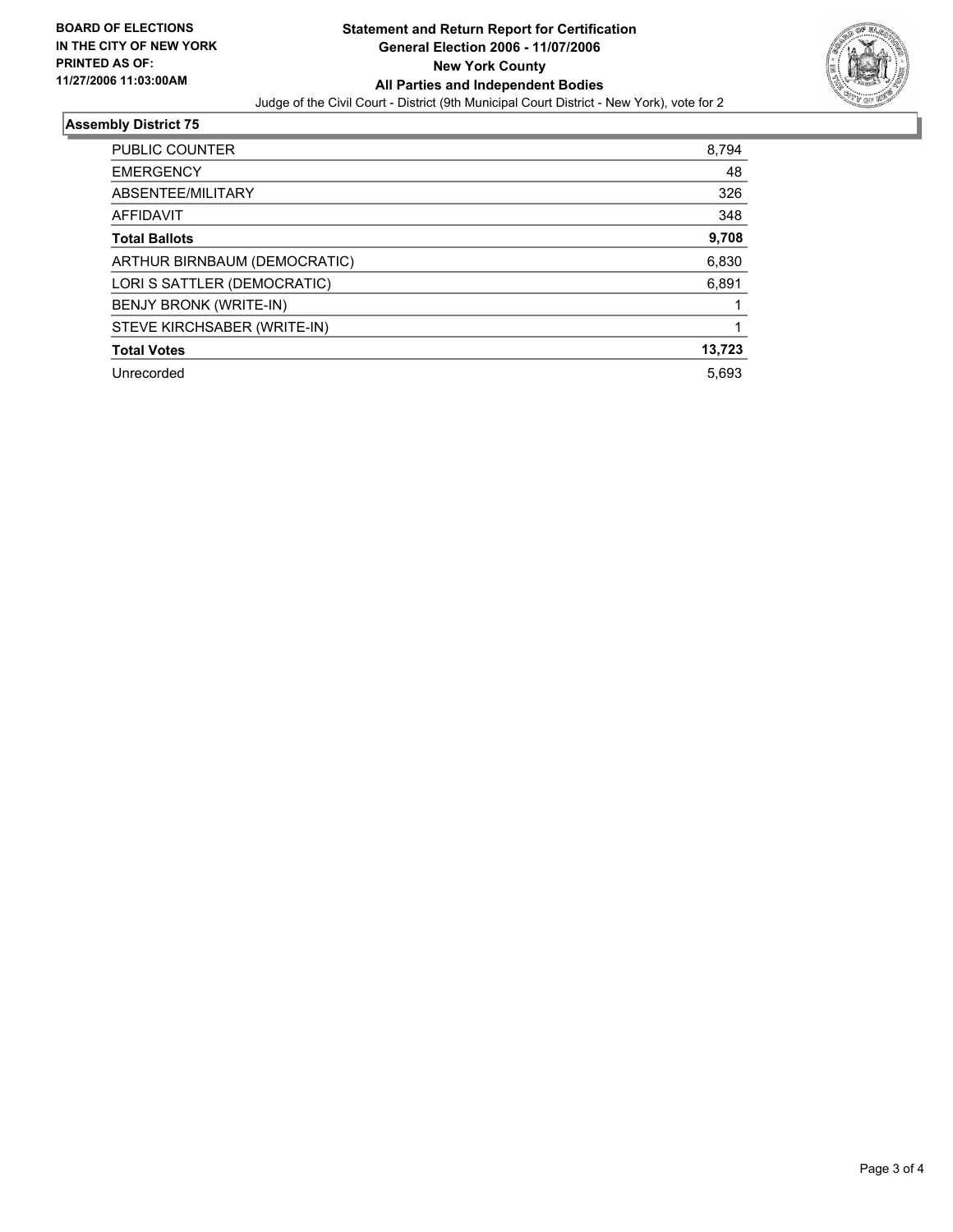**BOARD OF ELECTIONS IN THE CITY OF NEW YORK PRINTED AS OF: 11/27/2006 11:03:00AM**

# Statement and Return Report for Certification
## General Election 2006 - 11/07/2006
## New York County
## All Parties and Independent Bodies

Judge of the Civil Court - District (9th Municipal Court District - New York), vote for 2

### Assembly District 75

| | |
|---|---|
| PUBLIC COUNTER | 8,794 |
| EMERGENCY | 48 |
| ABSENTEE/MILITARY | 326 |
| AFFIDAVIT | 348 |
| **Total Ballots** | **9,708** |
| ARTHUR BIRNBAUM (DEMOCRATIC) | 6,830 |
| LORI S SATTLER (DEMOCRATIC) | 6,891 |
| BENJY BRONK (WRITE-IN) | 1 |
| STEVE KIRCHSABER (WRITE-IN) | 1 |
| **Total Votes** | **13,723** |
| Unrecorded | 5,693 |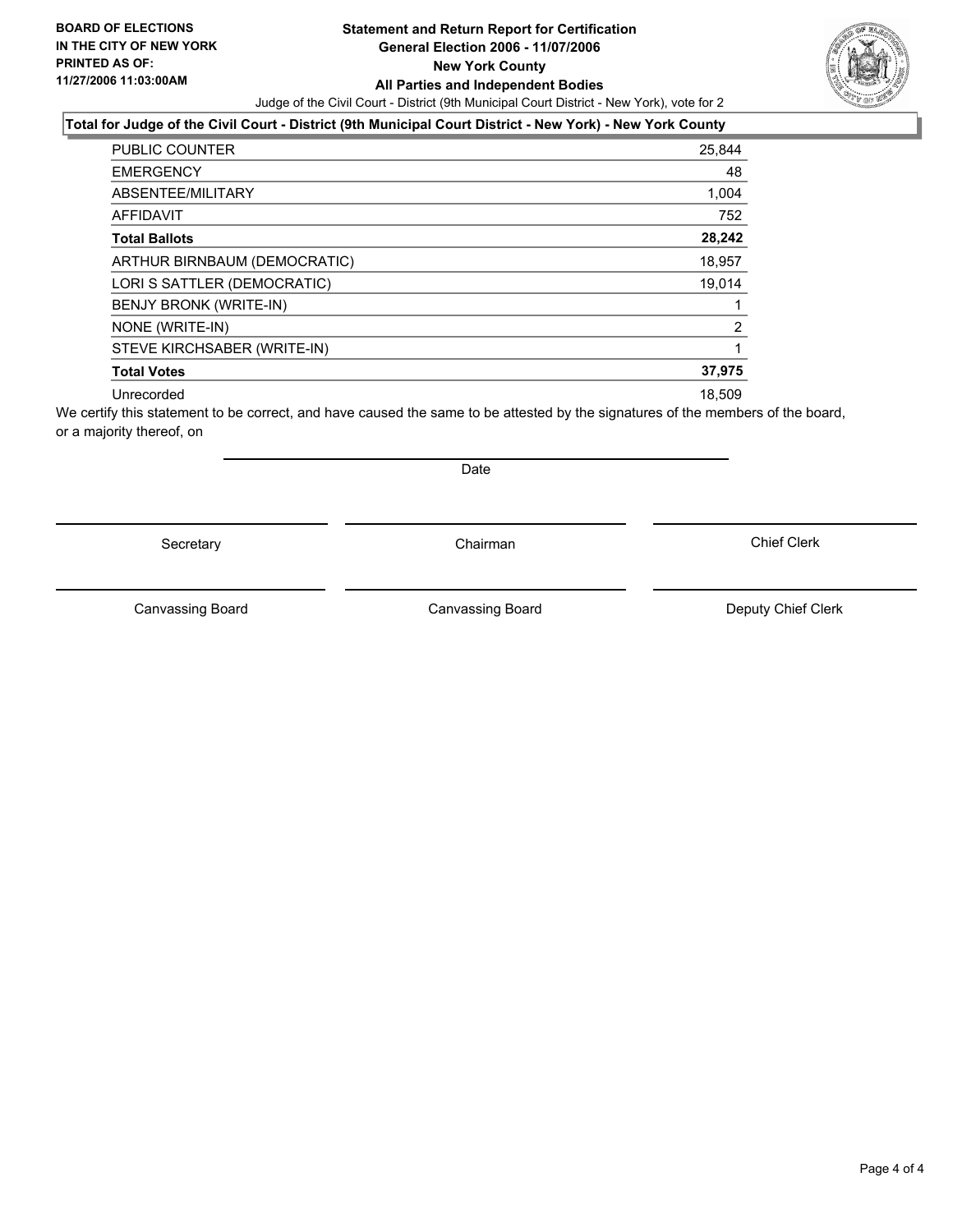**BOARD OF ELECTIONS IN THE CITY OF NEW YORK PRINTED AS OF: 11/27/2006 11:03:00AM**

**Statement and Return Report for Certification**
**General Election 2006 - 11/07/2006**
**New York County**
**All Parties and Independent Bodies**

Judge of the Civil Court - District (9th Municipal Court District - New York), vote for 2

**Total for Judge of the Civil Court - District (9th Municipal Court District - New York) - New York County**

| | |
|---|---|
| PUBLIC COUNTER | 25,844 |
| EMERGENCY | 48 |
| ABSENTEE/MILITARY | 1,004 |
| AFFIDAVIT | 752 |
| **Total Ballots** | **28,242** |
| ARTHUR BIRNBAUM (DEMOCRATIC) | 18,957 |
| LORI S SATTLER (DEMOCRATIC) | 19,014 |
| BENJY BRONK (WRITE-IN) | 1 |
| NONE (WRITE-IN) | 2 |
| STEVE KIRCHSABER (WRITE-IN) | 1 |
| **Total Votes** | **37,975** |
| Unrecorded | 18,509 |

We certify this statement to be correct, and have caused the same to be attested by the signatures of the members of the board, or a majority thereof, on

Date

Secretary | Chairman | Chief Clerk

Canvassing Board | Canvassing Board | Deputy Chief Clerk